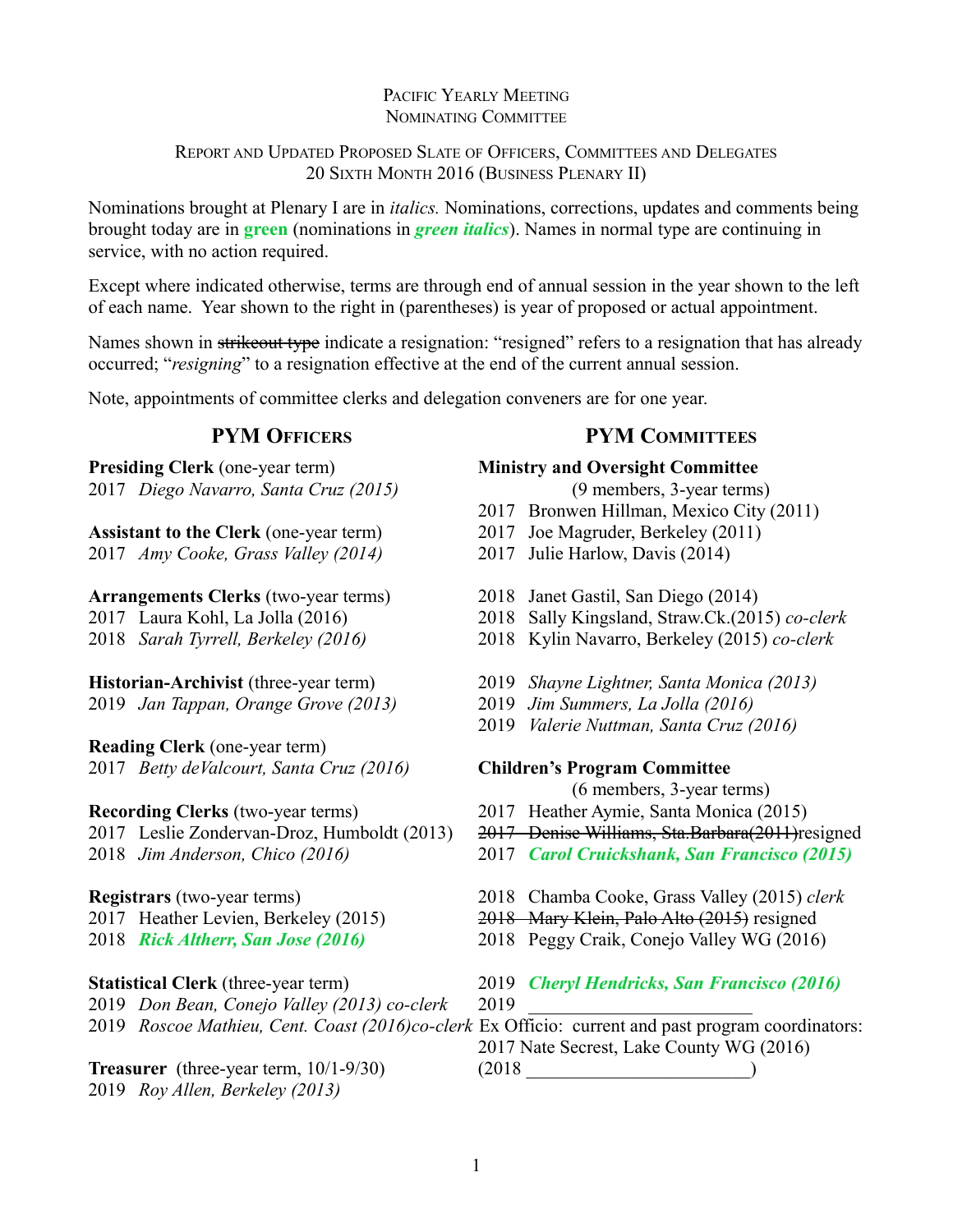# Pacific Yearly Meeting
## Nominating Committee

### Report and Updated Proposed Slate of Officers, Committees and Delegates
### 20 Sixth Month 2016 (Business Plenary II)

Nominations brought at Plenary I are in *italics.* Nominations, corrections, updates and comments being brought today are in **green** (nominations in ***green italics***). Names in normal type are continuing in service, with no action required.

Except where indicated otherwise, terms are through end of annual session in the year shown to the left of each name. Year shown to the right in (parentheses) is year of proposed or actual appointment.

Names shown in ~~strikeout type~~ indicate a resignation: "resigned" refers to a resignation that has already occurred; "*resigning*" to a resignation effective at the end of the current annual session.

Note, appointments of committee clerks and delegation conveners are for one year.

## PYM Officers

**Presiding Clerk** (one-year term)
2017 *Diego Navarro, Santa Cruz (2015)*

**Assistant to the Clerk** (one-year term)
2017 *Amy Cooke, Grass Valley (2014)*

**Arrangements Clerks** (two-year terms)
2017 Laura Kohl, La Jolla (2016)
2018 *Sarah Tyrrell, Berkeley (2016)*

**Historian-Archivist** (three-year term)
2019 *Jan Tappan, Orange Grove (2013)*

**Reading Clerk** (one-year term)
2017 *Betty deValcourt, Santa Cruz (2016)*

**Recording Clerks** (two-year terms)
2017 Leslie Zondervan-Droz, Humboldt (2013)
2018 *Jim Anderson, Chico (2016)*

**Registrars** (two-year terms)
2017 Heather Levien, Berkeley (2015)
2018 ***Rick Altherr, San Jose (2016)***

**Statistical Clerk** (three-year term)
2019 *Don Bean, Conejo Valley (2013) co-clerk*
2019 *Roscoe Mathieu, Cent. Coast (2016)co-clerk*

**Treasurer** (three-year term, 10/1-9/30)
2019 *Roy Allen, Berkeley (2013)*

## PYM Committees

**Ministry and Oversight Committee**
(9 members, 3-year terms)
2017 Bronwen Hillman, Mexico City (2011)
2017 Joe Magruder, Berkeley (2011)
2017 Julie Harlow, Davis (2014)

2018 Janet Gastil, San Diego (2014)
2018 Sally Kingsland, Straw.Ck.(2015) *co-clerk*
2018 Kylin Navarro, Berkeley (2015) *co-clerk*

2019 *Shayne Lightner, Santa Monica (2013)*
2019 *Jim Summers, La Jolla (2016)*
2019 *Valerie Nuttman, Santa Cruz (2016)*

**Children's Program Committee**
(6 members, 3-year terms)
2017 Heather Aymie, Santa Monica (2015)
~~2017 Denise Williams, Sta.Barbara(2011)~~resigned
2017 ***Carol Cruickshank, San Francisco (2015)***

2018 Chamba Cooke, Grass Valley (2015) *clerk*
~~2018 Mary Klein, Palo Alto (2015)~~ resigned
2018 Peggy Craik, Conejo Valley WG (2016)

2019 ***Cheryl Hendricks, San Francisco (2016)***
2019 \_\_\_\_\_\_\_\_\_\_\_\_\_\_\_\_\_\_\_\_\_\_\_\_
Ex Officio: current and past program coordinators:
2017 Nate Secrest, Lake County WG (2016)
(2018 \_\_\_\_\_\_\_\_\_\_\_\_\_\_\_\_\_\_\_\_\_\_\_\_)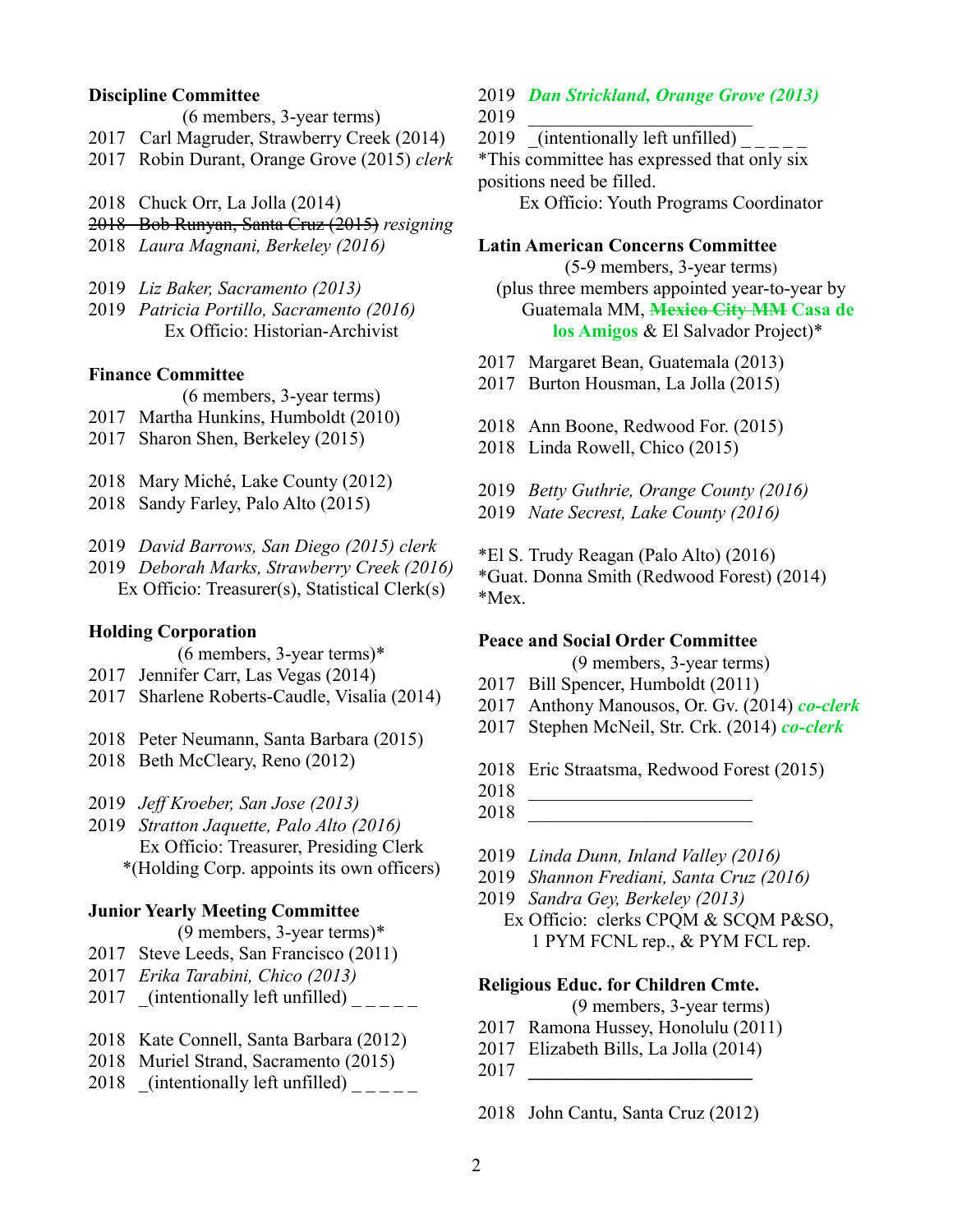**Discipline Committee**

(6 members, 3-year terms)

2017 Carl Magruder, Strawberry Creek (2014)
2017 Robin Durant, Orange Grove (2015) *clerk*

2018 Chuck Orr, La Jolla (2014)
~~2018 Bob Runyan, Santa Cruz (2015)~~ *resigning*
2018 *Laura Magnani, Berkeley (2016)*

2019 *Liz Baker, Sacramento (2013)*
2019 *Patricia Portillo, Sacramento (2016)*

Ex Officio: Historian-Archivist

**Finance Committee**

(6 members, 3-year terms)

2017 Martha Hunkins, Humboldt (2010)
2017 Sharon Shen, Berkeley (2015)

2018 Mary Miché, Lake County (2012)
2018 Sandy Farley, Palo Alto (2015)

2019 *David Barrows, San Diego (2015) clerk*
2019 *Deborah Marks, Strawberry Creek (2016)*

Ex Officio: Treasurer(s), Statistical Clerk(s)

**Holding Corporation**

(6 members, 3-year terms)*

2017 Jennifer Carr, Las Vegas (2014)
2017 Sharlene Roberts-Caudle, Visalia (2014)

2018 Peter Neumann, Santa Barbara (2015)
2018 Beth McCleary, Reno (2012)

2019 *Jeff Kroeber, San Jose (2013)*
2019 *Stratton Jaquette, Palo Alto (2016)*

Ex Officio: Treasurer, Presiding Clerk
*(Holding Corp. appoints its own officers)

**Junior Yearly Meeting Committee**

(9 members, 3-year terms)*

2017 Steve Leeds, San Francisco (2011)
2017 *Erika Tarabini, Chico (2013)*
2017 _(intentionally left unfilled) _ _ _ _ _

2018 Kate Connell, Santa Barbara (2012)
2018 Muriel Strand, Sacramento (2015)
2018 _(intentionally left unfilled) _ _ _ _ _

2019 ***Dan Strickland, Orange Grove (2013)***
2019 ______________________
2019 _(intentionally left unfilled) _ _ _ _ _

*This committee has expressed that only six positions need be filled.

Ex Officio: Youth Programs Coordinator

**Latin American Concerns Committee**

(5-9 members, 3-year terms)
(plus three members appointed year-to-year by Guatemala MM, ~~Mexico City MM~~ **Casa de los Amigos** & El Salvador Project)*

2017 Margaret Bean, Guatemala (2013)
2017 Burton Housman, La Jolla (2015)

2018 Ann Boone, Redwood For. (2015)
2018 Linda Rowell, Chico (2015)

2019 *Betty Guthrie, Orange County (2016)*
2019 *Nate Secrest, Lake County (2016)*

*El S. Trudy Reagan (Palo Alto) (2016)
*Guat. Donna Smith (Redwood Forest) (2014)
*Mex.

**Peace and Social Order Committee**

(9 members, 3-year terms)

2017 Bill Spencer, Humboldt (2011)
2017 Anthony Manousos, Or. Gv. (2014) ***co-clerk***
2017 Stephen McNeil, Str. Crk. (2014) ***co-clerk***

2018 Eric Straatsma, Redwood Forest (2015)
2018 ______________________
2018 ______________________

2019 *Linda Dunn, Inland Valley (2016)*
2019 *Shannon Frediani, Santa Cruz (2016)*
2019 *Sandra Gey, Berkeley (2013)*

Ex Officio: clerks CPQM & SCQM P&SO, 1 PYM FCNL rep., & PYM FCL rep.

**Religious Educ. for Children Cmte.**

(9 members, 3-year terms)

2017 Ramona Hussey, Honolulu (2011)
2017 Elizabeth Bills, La Jolla (2014)
2017 ______________________

2018 John Cantu, Santa Cruz (2012)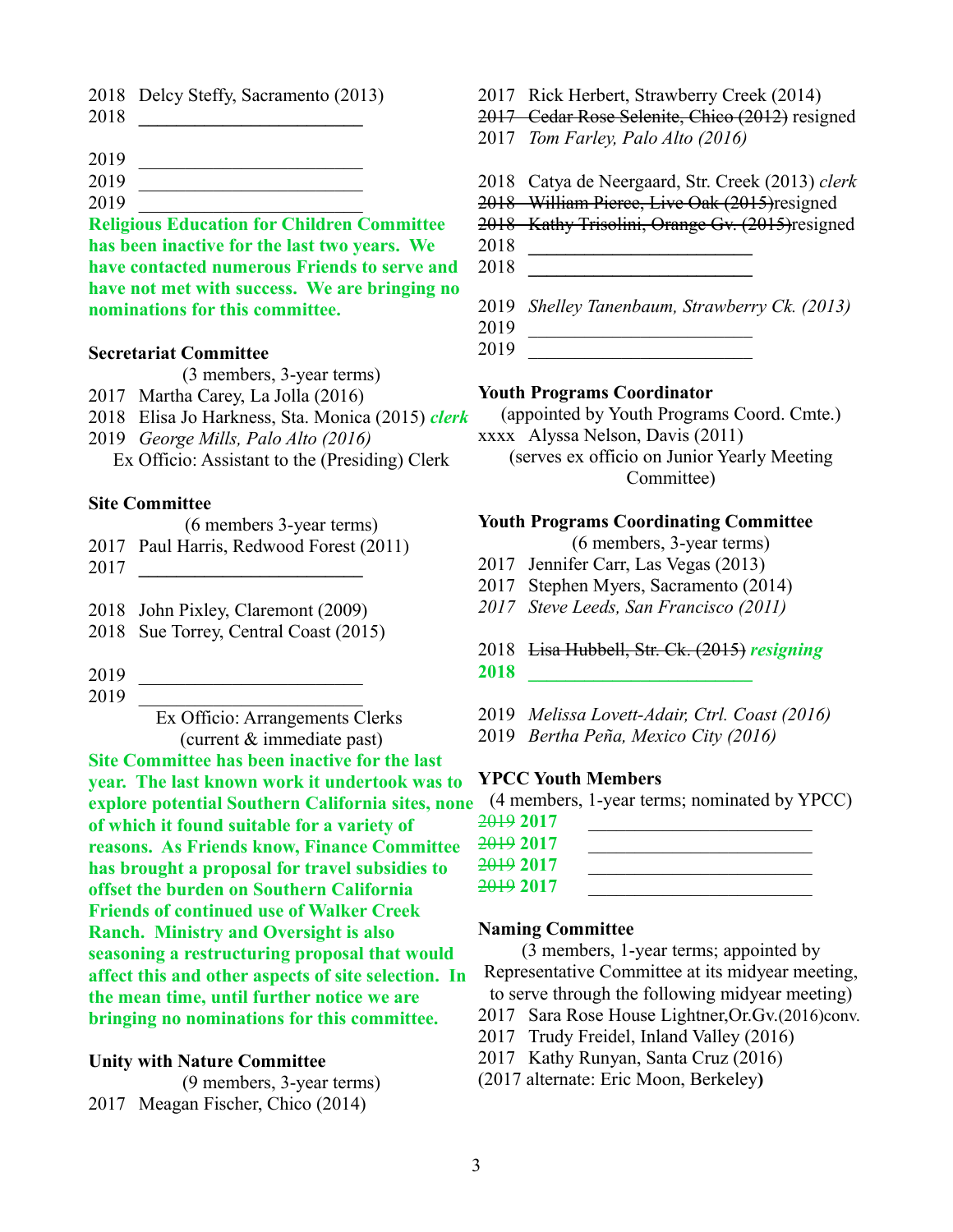2018 Delcy Steffy, Sacramento (2013)
2018 ________________________

2019 ________________________
2019 ________________________
2019 ________________________

**Religious Education for Children Committee has been inactive for the last two years. We have contacted numerous Friends to serve and have not met with success. We are bringing no nominations for this committee.**

**Secretariat Committee**

(3 members, 3-year terms)

2017 Martha Carey, La Jolla (2016)
2018 Elisa Jo Harkness, Sta. Monica (2015) ***clerk***
2019 *George Mills, Palo Alto (2016)*
Ex Officio: Assistant to the (Presiding) Clerk

**Site Committee**

(6 members 3-year terms)

2017 Paul Harris, Redwood Forest (2011)
2017 ________________________

2018 John Pixley, Claremont (2009)
2018 Sue Torrey, Central Coast (2015)

2019 ________________________
2019 ________________________

Ex Officio: Arrangements Clerks (current & immediate past)

**Site Committee has been inactive for the last year. The last known work it undertook was to explore potential Southern California sites, none of which it found suitable for a variety of reasons. As Friends know, Finance Committee has brought a proposal for travel subsidies to offset the burden on Southern California Friends of continued use of Walker Creek Ranch. Ministry and Oversight is also seasoning a restructuring proposal that would affect this and other aspects of site selection. In the mean time, until further notice we are bringing no nominations for this committee.**

**Unity with Nature Committee**

(9 members, 3-year terms)

2017 Meagan Fischer, Chico (2014)
2017 Rick Herbert, Strawberry Creek (2014)
~~2017 Cedar Rose Selenite, Chico (2012)~~ resigned
2017 *Tom Farley, Palo Alto (2016)*

2018 Catya de Neergaard, Str. Creek (2013) *clerk*
~~2018 William Pierce, Live Oak (2015)~~resigned
~~2018 Kathy Trisolini, Orange Gv. (2015)~~resigned
2018 ________________________
2018 ________________________

2019 *Shelley Tanenbaum, Strawberry Ck. (2013)*
2019 ________________________
2019 ________________________

**Youth Programs Coordinator**

(appointed by Youth Programs Coord. Cmte.)

xxxx Alyssa Nelson, Davis (2011)
(serves ex officio on Junior Yearly Meeting Committee)

**Youth Programs Coordinating Committee**

(6 members, 3-year terms)

2017 Jennifer Carr, Las Vegas (2013)
2017 Stephen Myers, Sacramento (2014)
*2017 Steve Leeds, San Francisco (2011)*

2018 ~~Lisa Hubbell, Str. Ck. (2015)~~ ***resigning***
**2018** ________________________

2019 *Melissa Lovett-Adair, Ctrl. Coast (2016)*
2019 *Bertha Peña, Mexico City (2016)*

**YPCC Youth Members**

(4 members, 1-year terms; nominated by YPCC)

~~2019~~ **2017** ________________________
~~2019~~ **2017** ________________________
~~2019~~ **2017** ________________________
~~2019~~ **2017** ________________________

**Naming Committee**

(3 members, 1-year terms; appointed by Representative Committee at its midyear meeting, to serve through the following midyear meeting)

2017 Sara Rose House Lightner,Or.Gv.(2016)conv.
2017 Trudy Freidel, Inland Valley (2016)
2017 Kathy Runyan, Santa Cruz (2016)
(2017 alternate: Eric Moon, Berkeley)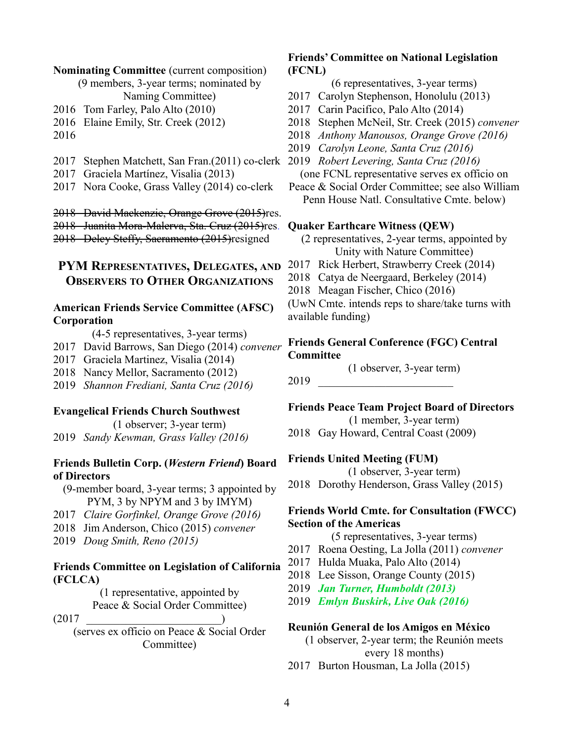**Nominating Committee** (current composition)
(9 members, 3-year terms; nominated by Naming Committee)

2016 Tom Farley, Palo Alto (2010)
2016 Elaine Emily, Str. Creek (2012)
2016

2017 Stephen Matchett, San Fran.(2011) co-clerk
2017 Graciela Martínez, Visalia (2013)
2017 Nora Cooke, Grass Valley (2014) co-clerk

~~2018 David Mackenzie, Orange Grove (2015)~~res.
~~2018 Juanita Mora-Malerva, Sta. Cruz (2015)~~res.
~~2018 Deley Steffy, Sacramento (2015)~~resigned

## PYM Representatives, Delegates, and Observers to Other Organizations

**American Friends Service Committee (AFSC) Corporation**
(4-5 representatives, 3-year terms)

2017 David Barrows, San Diego (2014) *convener*
2017 Graciela Martinez, Visalia (2014)
2018 Nancy Mellor, Sacramento (2012)
2019 *Shannon Frediani, Santa Cruz (2016)*

**Evangelical Friends Church Southwest**
(1 observer; 3-year term)

2019 *Sandy Kewman, Grass Valley (2016)*

**Friends Bulletin Corp. (*Western Friend*) Board of Directors**
(9-member board, 3-year terms; 3 appointed by PYM, 3 by NPYM and 3 by IMYM)

2017 *Claire Gorfinkel, Orange Grove (2016)*
2018 Jim Anderson, Chico (2015) *convener*
2019 *Doug Smith, Reno (2015)*

**Friends Committee on Legislation of California (FCLCA)**
(1 representative, appointed by Peace & Social Order Committee)

(2017 ________________________)
(serves ex officio on Peace & Social Order Committee)

**Friends' Committee on National Legislation (FCNL)**
(6 representatives, 3-year terms)

2017 Carolyn Stephenson, Honolulu (2013)
2017 Carin Pacifico, Palo Alto (2014)
2018 Stephen McNeil, Str. Creek (2015) *convener*
2018 *Anthony Manousos, Orange Grove (2016)*
2019 *Carolyn Leone, Santa Cruz (2016)*
2019 *Robert Levering, Santa Cruz (2016)*

(one FCNL representative serves ex officio on Peace & Social Order Committee; see also William Penn House Natl. Consultative Cmte. below)

**Quaker Earthcare Witness (QEW)**
(2 representatives, 2-year terms, appointed by Unity with Nature Committee)

2017 Rick Herbert, Strawberry Creek (2014)
2018 Catya de Neergaard, Berkeley (2014)
2018 Meagan Fischer, Chico (2016)

(UwN Cmte. intends reps to share/take turns with available funding)

**Friends General Conference (FGC) Central Committee**
(1 observer, 3-year term)

2019 ________________________

**Friends Peace Team Project Board of Directors**
(1 member, 3-year term)

2018 Gay Howard, Central Coast (2009)

**Friends United Meeting (FUM)**
(1 observer, 3-year term)

2018 Dorothy Henderson, Grass Valley (2015)

**Friends World Cmte. for Consultation (FWCC) Section of the Americas**
(5 representatives, 3-year terms)

2017 Roena Oesting, La Jolla (2011) *convener*
2017 Hulda Muaka, Palo Alto (2014)
2018 Lee Sisson, Orange County (2015)
2019 ***Jan Turner, Humboldt (2013)***
2019 ***Emlyn Buskirk, Live Oak (2016)***

**Reunión General de los Amigos en México**
(1 observer, 2-year term; the Reunión meets every 18 months)

2017 Burton Housman, La Jolla (2015)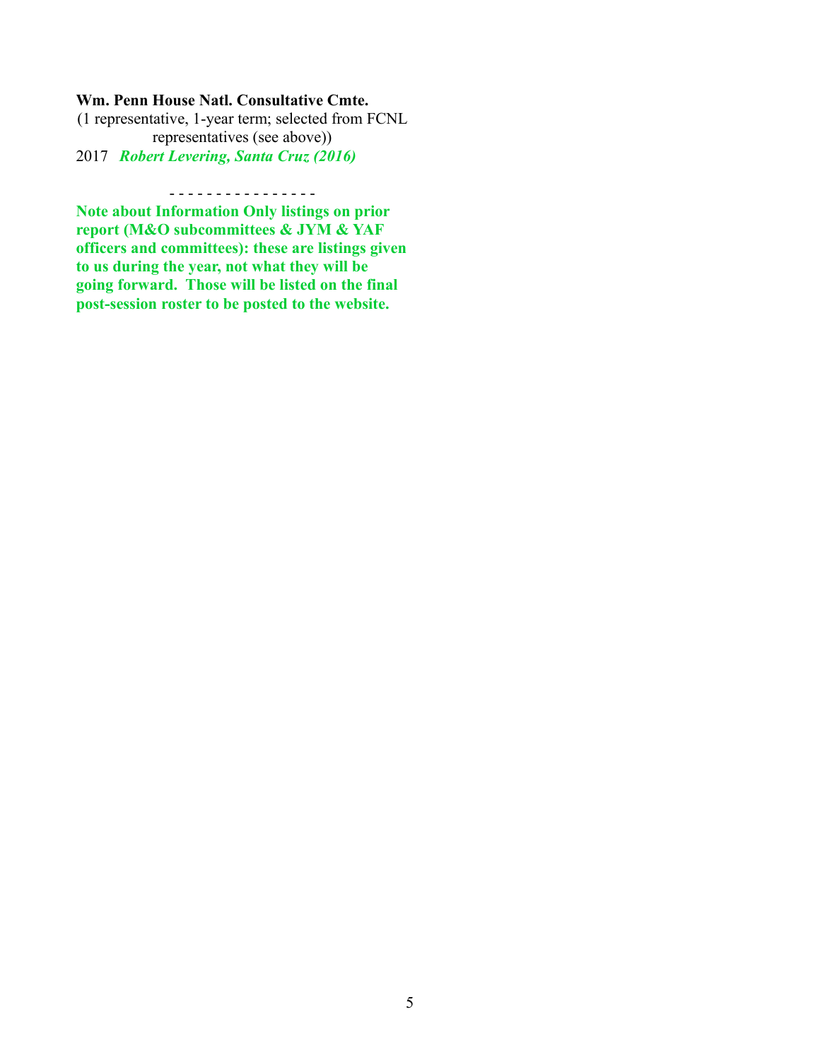**Wm. Penn House Natl. Consultative Cmte.**
(1 representative, 1-year term; selected from FCNL representatives (see above))
2017 ***Robert Levering, Santa Cruz (2016)***

\- - - - - - - - - - - - - - - -

**Note about Information Only listings on prior report (M&O subcommittees & JYM & YAF officers and committees): these are listings given to us during the year, not what they will be going forward. Those will be listed on the final post-session roster to be posted to the website.**